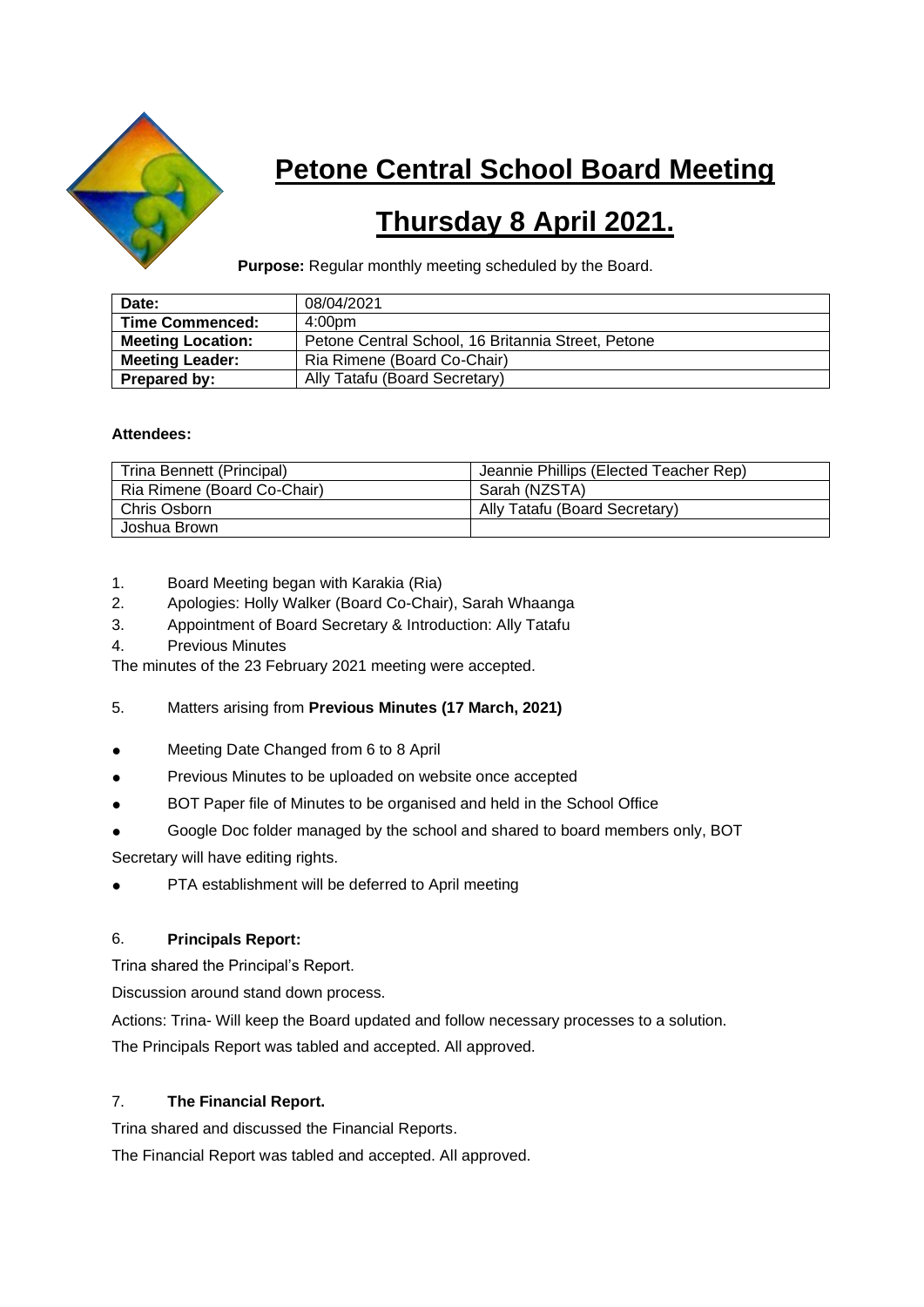# Petone Central School Board Meeting

# Thursday 8 April 2021.

**Purpose:** Regular monthly meeting scheduled by the Board.

| | |
|---|---|
| **Date:** | 08/04/2021 |
| **Time Commenced:** | 4:00pm |
| **Meeting Location:** | Petone Central School, 16 Britannia Street, Petone |
| **Meeting Leader:** | Ria Rimene (Board Co-Chair) |
| **Prepared by:** | Ally Tatafu (Board Secretary) |

**Attendees:**

| | |
|---|---|
| Trina Bennett (Principal) | Jeannie Phillips (Elected Teacher Rep) |
| Ria Rimene (Board Co-Chair) | Sarah (NZSTA) |
| Chris Osborn | Ally Tatafu (Board Secretary) |
| Joshua Brown | |

1. Board Meeting began with Karakia (Ria)
2. Apologies: Holly Walker (Board Co-Chair), Sarah Whaanga
3. Appointment of Board Secretary & Introduction: Ally Tatafu
4. Previous Minutes

The minutes of the 23 February 2021 meeting were accepted.

5. Matters arising from **Previous Minutes (17 March, 2021)**

- Meeting Date Changed from 6 to 8 April
- Previous Minutes to be uploaded on website once accepted
- BOT Paper file of Minutes to be organised and held in the School Office
- Google Doc folder managed by the school and shared to board members only, BOT

Secretary will have editing rights.

- PTA establishment will be deferred to April meeting

6. **Principals Report:**

Trina shared the Principal's Report.

Discussion around stand down process.

Actions: Trina- Will keep the Board updated and follow necessary processes to a solution.

The Principals Report was tabled and accepted. All approved.

7. **The Financial Report.**

Trina shared and discussed the Financial Reports.

The Financial Report was tabled and accepted. All approved.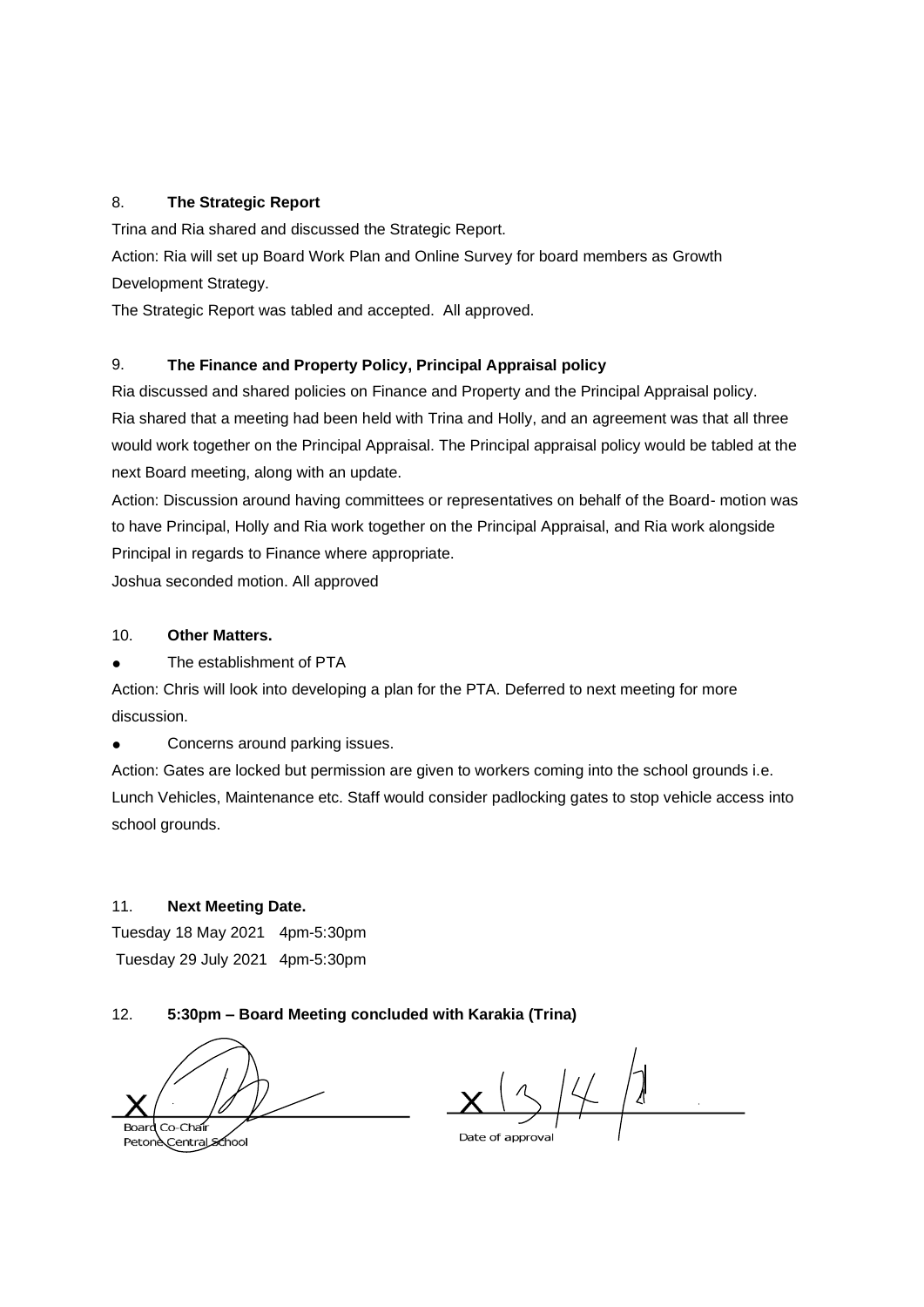## 8. The Strategic Report

Trina and Ria shared and discussed the Strategic Report.

Action: Ria will set up Board Work Plan and Online Survey for board members as Growth Development Strategy.

The Strategic Report was tabled and accepted. All approved.

## 9. The Finance and Property Policy, Principal Appraisal policy

Ria discussed and shared policies on Finance and Property and the Principal Appraisal policy.

Ria shared that a meeting had been held with Trina and Holly, and an agreement was that all three would work together on the Principal Appraisal. The Principal appraisal policy would be tabled at the next Board meeting, along with an update.

Action: Discussion around having committees or representatives on behalf of the Board- motion was to have Principal, Holly and Ria work together on the Principal Appraisal, and Ria work alongside Principal in regards to Finance where appropriate.

Joshua seconded motion. All approved

## 10. Other Matters.

- The establishment of PTA

Action: Chris will look into developing a plan for the PTA. Deferred to next meeting for more discussion.

- Concerns around parking issues.

Action: Gates are locked but permission are given to workers coming into the school grounds i.e. Lunch Vehicles, Maintenance etc. Staff would consider padlocking gates to stop vehicle access into school grounds.

## 11. Next Meeting Date.

Tuesday 18 May 2021 4pm-5:30pm

Tuesday 29 July 2021 4pm-5:30pm

## 12. 5:30pm – Board Meeting concluded with Karakia (Trina)

X ______________________
Board Co-Chair
Petone Central School

X 13/4/21
Date of approval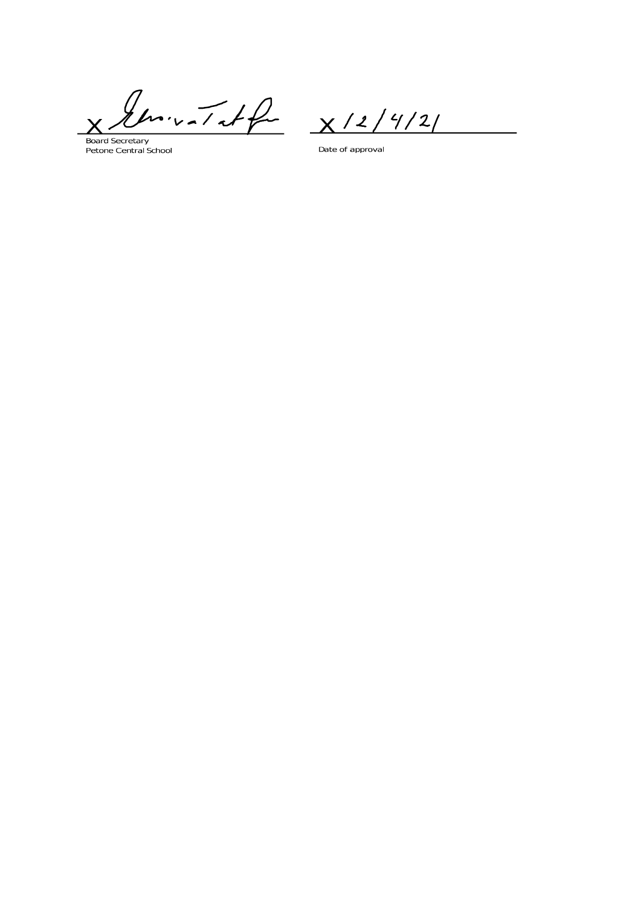X ______________________

Board Secretary
Petone Central School

X 12/4/21

Date of approval